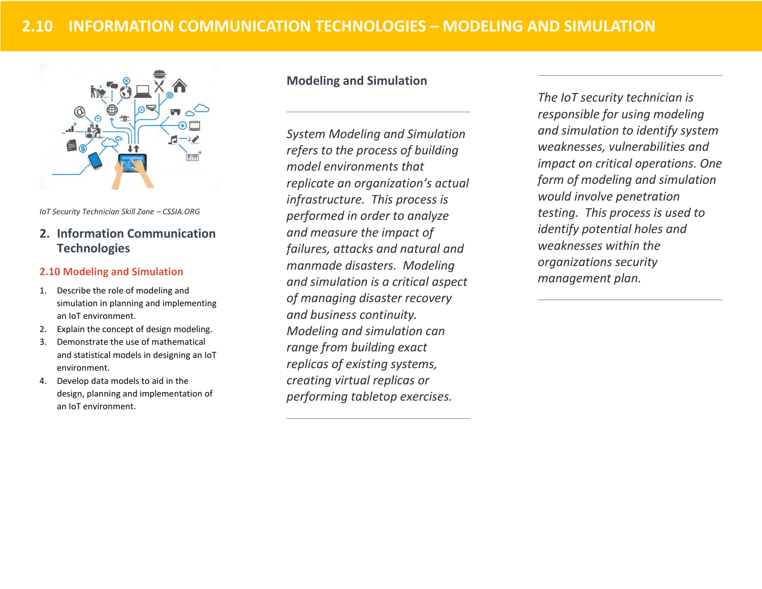# 2.10 INFORMATION COMMUNICATION TECHNOLOGIES – MODELING AND SIMULATION

*IoT Security Technician Skill Zone – CSSIA.ORG*

## 2. Information Communication Technologies

### 2.10 Modeling and Simulation

1. Describe the role of modeling and simulation in planning and implementing an IoT environment.
2. Explain the concept of design modeling.
3. Demonstrate the use of mathematical and statistical models in designing an IoT environment.
4. Develop data models to aid in the design, planning and implementation of an IoT environment.

## Modeling and Simulation

---

*System Modeling and Simulation refers to the process of building model environments that replicate an organization's actual infrastructure. This process is performed in order to analyze and measure the impact of failures, attacks and natural and manmade disasters. Modeling and simulation is a critical aspect of managing disaster recovery and business continuity. Modeling and simulation can range from building exact replicas of existing systems, creating virtual replicas or performing tabletop exercises.*

---

*The IoT security technician is responsible for using modeling and simulation to identify system weaknesses, vulnerabilities and impact on critical operations. One form of modeling and simulation would involve penetration testing. This process is used to identify potential holes and weaknesses within the organizations security management plan.*

---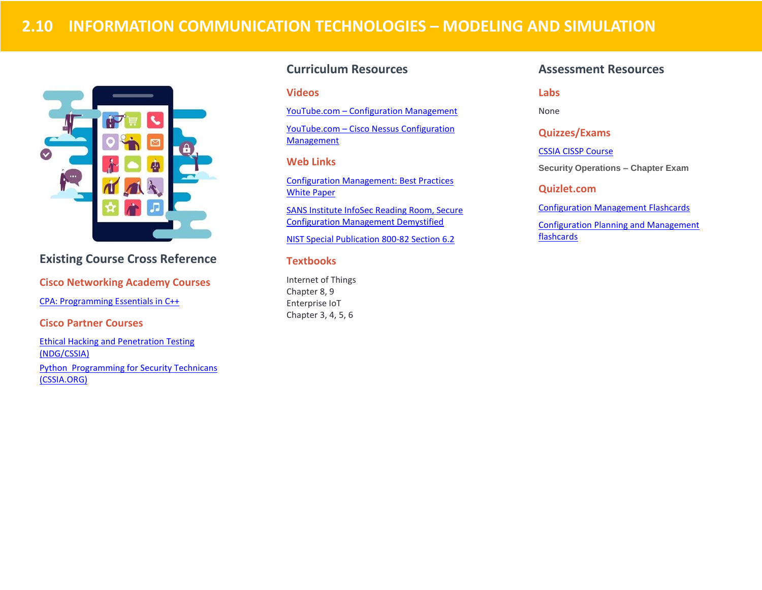# 2.10 INFORMATION COMMUNICATION TECHNOLOGIES – MODELING AND SIMULATION

## Existing Course Cross Reference

### Cisco Networking Academy Courses

[CPA: Programming Essentials in C++]

### Cisco Partner Courses

[Ethical Hacking and Penetration Testing (NDG/CSSIA)]

[Python Programming for Security Technicans (CSSIA.ORG)]

## Curriculum Resources

### Videos

[YouTube.com – Configuration Management]

[YouTube.com – Cisco Nessus Configuration Management]

### Web Links

[Configuration Management: Best Practices White Paper]

[SANS Institute InfoSec Reading Room, Secure Configuration Management Demystified]

[NIST Special Publication 800-82 Section 6.2]

### Textbooks

Internet of Things
Chapter 8, 9
Enterprise IoT
Chapter 3, 4, 5, 6

## Assessment Resources

### Labs

None

### Quizzes/Exams

[CSSIA CISSP Course]

**Security Operations – Chapter Exam**

### Quizlet.com

[Configuration Management Flashcards]

[Configuration Planning and Management flashcards]